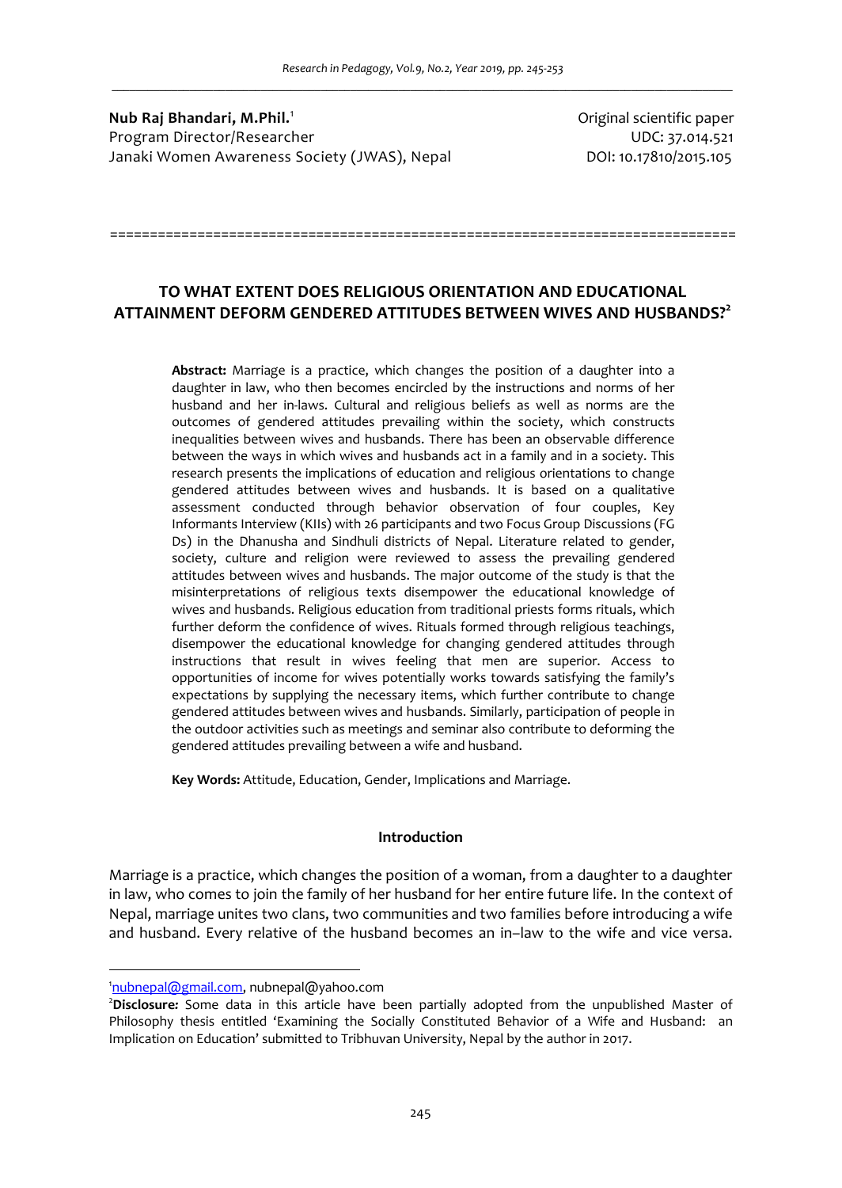**Nub Raj Bhandari, M.Phil.**[1]
Program Director/Researcher
Janaki Women Awareness Society (JWAS), Nepal

Original scientific paper
UDC: 37.014.521
DOI: 10.17810/2015.105

# TO WHAT EXTENT DOES RELIGIOUS ORIENTATION AND EDUCATIONAL ATTAINMENT DEFORM GENDERED ATTITUDES BETWEEN WIVES AND HUSBANDS?[2]

**Abstract:** Marriage is a practice, which changes the position of a daughter into a daughter in law, who then becomes encircled by the instructions and norms of her husband and her in-laws. Cultural and religious beliefs as well as norms are the outcomes of gendered attitudes prevailing within the society, which constructs inequalities between wives and husbands. There has been an observable difference between the ways in which wives and husbands act in a family and in a society. This research presents the implications of education and religious orientations to change gendered attitudes between wives and husbands. It is based on a qualitative assessment conducted through behavior observation of four couples, Key Informants Interview (KIIs) with 26 participants and two Focus Group Discussions (FG Ds) in the Dhanusha and Sindhuli districts of Nepal. Literature related to gender, society, culture and religion were reviewed to assess the prevailing gendered attitudes between wives and husbands. The major outcome of the study is that the misinterpretations of religious texts disempower the educational knowledge of wives and husbands. Religious education from traditional priests forms rituals, which further deform the confidence of wives. Rituals formed through religious teachings, disempower the educational knowledge for changing gendered attitudes through instructions that result in wives feeling that men are superior. Access to opportunities of income for wives potentially works towards satisfying the family's expectations by supplying the necessary items, which further contribute to change gendered attitudes between wives and husbands. Similarly, participation of people in the outdoor activities such as meetings and seminar also contribute to deforming the gendered attitudes prevailing between a wife and husband.

**Key Words:** Attitude, Education, Gender, Implications and Marriage.

## Introduction

Marriage is a practice, which changes the position of a woman, from a daughter to a daughter in law, who comes to join the family of her husband for her entire future life. In the context of Nepal, marriage unites two clans, two communities and two families before introducing a wife and husband. Every relative of the husband becomes an in–law to the wife and vice versa.

[1] nubnepal@gmail.com, nubnepal@yahoo.com

[2] **Disclosure:** Some data in this article have been partially adopted from the unpublished Master of Philosophy thesis entitled 'Examining the Socially Constituted Behavior of a Wife and Husband: an Implication on Education' submitted to Tribhuvan University, Nepal by the author in 2017.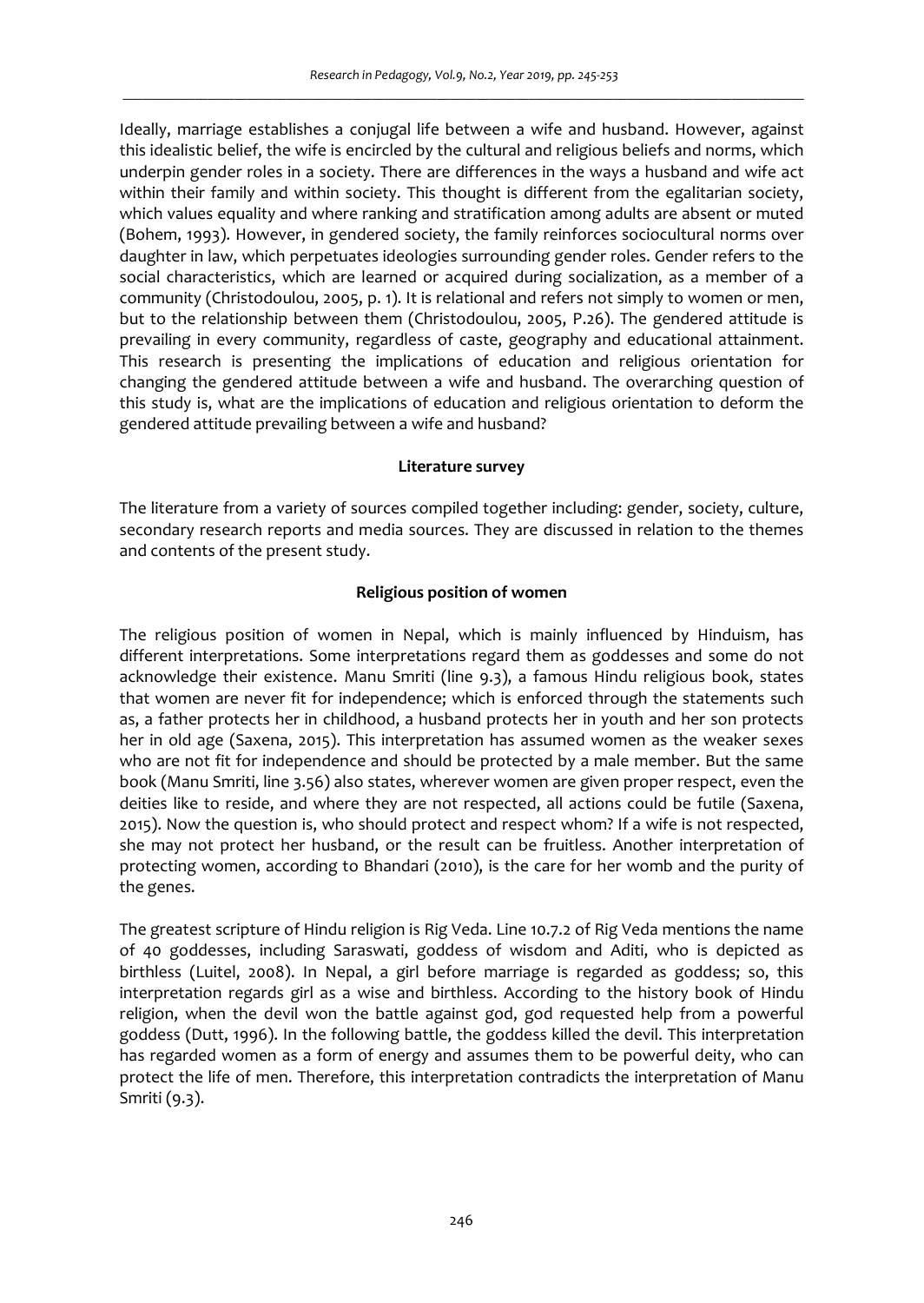Ideally, marriage establishes a conjugal life between a wife and husband. However, against this idealistic belief, the wife is encircled by the cultural and religious beliefs and norms, which underpin gender roles in a society. There are differences in the ways a husband and wife act within their family and within society. This thought is different from the egalitarian society, which values equality and where ranking and stratification among adults are absent or muted (Bohem, 1993). However, in gendered society, the family reinforces sociocultural norms over daughter in law, which perpetuates ideologies surrounding gender roles. Gender refers to the social characteristics, which are learned or acquired during socialization, as a member of a community (Christodoulou, 2005, p. 1). It is relational and refers not simply to women or men, but to the relationship between them (Christodoulou, 2005, P.26). The gendered attitude is prevailing in every community, regardless of caste, geography and educational attainment. This research is presenting the implications of education and religious orientation for changing the gendered attitude between a wife and husband. The overarching question of this study is, what are the implications of education and religious orientation to deform the gendered attitude prevailing between a wife and husband?

## Literature survey

The literature from a variety of sources compiled together including: gender, society, culture, secondary research reports and media sources. They are discussed in relation to the themes and contents of the present study.

### Religious position of women

The religious position of women in Nepal, which is mainly influenced by Hinduism, has different interpretations. Some interpretations regard them as goddesses and some do not acknowledge their existence. Manu Smriti (line 9.3), a famous Hindu religious book, states that women are never fit for independence; which is enforced through the statements such as, a father protects her in childhood, a husband protects her in youth and her son protects her in old age (Saxena, 2015). This interpretation has assumed women as the weaker sexes who are not fit for independence and should be protected by a male member. But the same book (Manu Smriti, line 3.56) also states, wherever women are given proper respect, even the deities like to reside, and where they are not respected, all actions could be futile (Saxena, 2015). Now the question is, who should protect and respect whom? If a wife is not respected, she may not protect her husband, or the result can be fruitless. Another interpretation of protecting women, according to Bhandari (2010), is the care for her womb and the purity of the genes.

The greatest scripture of Hindu religion is Rig Veda. Line 10.7.2 of Rig Veda mentions the name of 40 goddesses, including Saraswati, goddess of wisdom and Aditi, who is depicted as birthless (Luitel, 2008). In Nepal, a girl before marriage is regarded as goddess; so, this interpretation regards girl as a wise and birthless. According to the history book of Hindu religion, when the devil won the battle against god, god requested help from a powerful goddess (Dutt, 1996). In the following battle, the goddess killed the devil. This interpretation has regarded women as a form of energy and assumes them to be powerful deity, who can protect the life of men. Therefore, this interpretation contradicts the interpretation of Manu Smriti (9.3).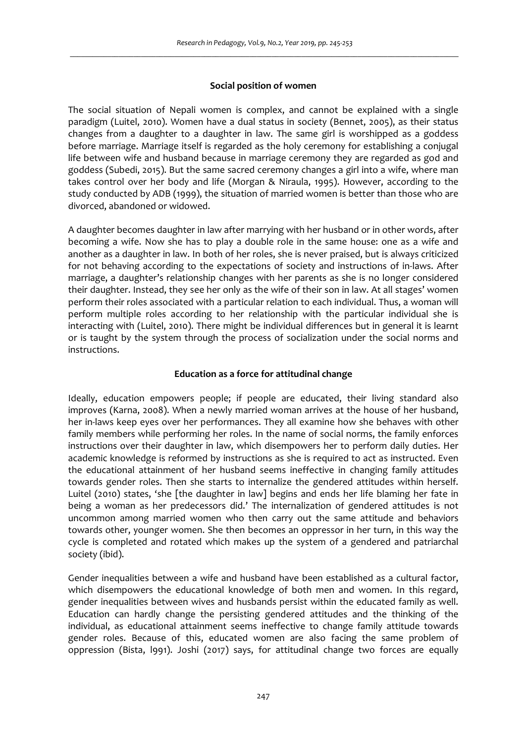## Social position of women

The social situation of Nepali women is complex, and cannot be explained with a single paradigm (Luitel, 2010). Women have a dual status in society (Bennet, 2005), as their status changes from a daughter to a daughter in law. The same girl is worshipped as a goddess before marriage. Marriage itself is regarded as the holy ceremony for establishing a conjugal life between wife and husband because in marriage ceremony they are regarded as god and goddess (Subedi, 2015). But the same sacred ceremony changes a girl into a wife, where man takes control over her body and life (Morgan & Niraula, 1995). However, according to the study conducted by ADB (1999), the situation of married women is better than those who are divorced, abandoned or widowed.

A daughter becomes daughter in law after marrying with her husband or in other words, after becoming a wife. Now she has to play a double role in the same house: one as a wife and another as a daughter in law. In both of her roles, she is never praised, but is always criticized for not behaving according to the expectations of society and instructions of in-laws. After marriage, a daughter's relationship changes with her parents as she is no longer considered their daughter. Instead, they see her only as the wife of their son in law. At all stages' women perform their roles associated with a particular relation to each individual. Thus, a woman will perform multiple roles according to her relationship with the particular individual she is interacting with (Luitel, 2010). There might be individual differences but in general it is learnt or is taught by the system through the process of socialization under the social norms and instructions.

## Education as a force for attitudinal change

Ideally, education empowers people; if people are educated, their living standard also improves (Karna, 2008). When a newly married woman arrives at the house of her husband, her in-laws keep eyes over her performances. They all examine how she behaves with other family members while performing her roles. In the name of social norms, the family enforces instructions over their daughter in law, which disempowers her to perform daily duties. Her academic knowledge is reformed by instructions as she is required to act as instructed. Even the educational attainment of her husband seems ineffective in changing family attitudes towards gender roles. Then she starts to internalize the gendered attitudes within herself. Luitel (2010) states, 'she [the daughter in law] begins and ends her life blaming her fate in being a woman as her predecessors did.' The internalization of gendered attitudes is not uncommon among married women who then carry out the same attitude and behaviors towards other, younger women. She then becomes an oppressor in her turn, in this way the cycle is completed and rotated which makes up the system of a gendered and patriarchal society (ibid).

Gender inequalities between a wife and husband have been established as a cultural factor, which disempowers the educational knowledge of both men and women. In this regard, gender inequalities between wives and husbands persist within the educated family as well. Education can hardly change the persisting gendered attitudes and the thinking of the individual, as educational attainment seems ineffective to change family attitude towards gender roles. Because of this, educated women are also facing the same problem of oppression (Bista, l991). Joshi (2017) says, for attitudinal change two forces are equally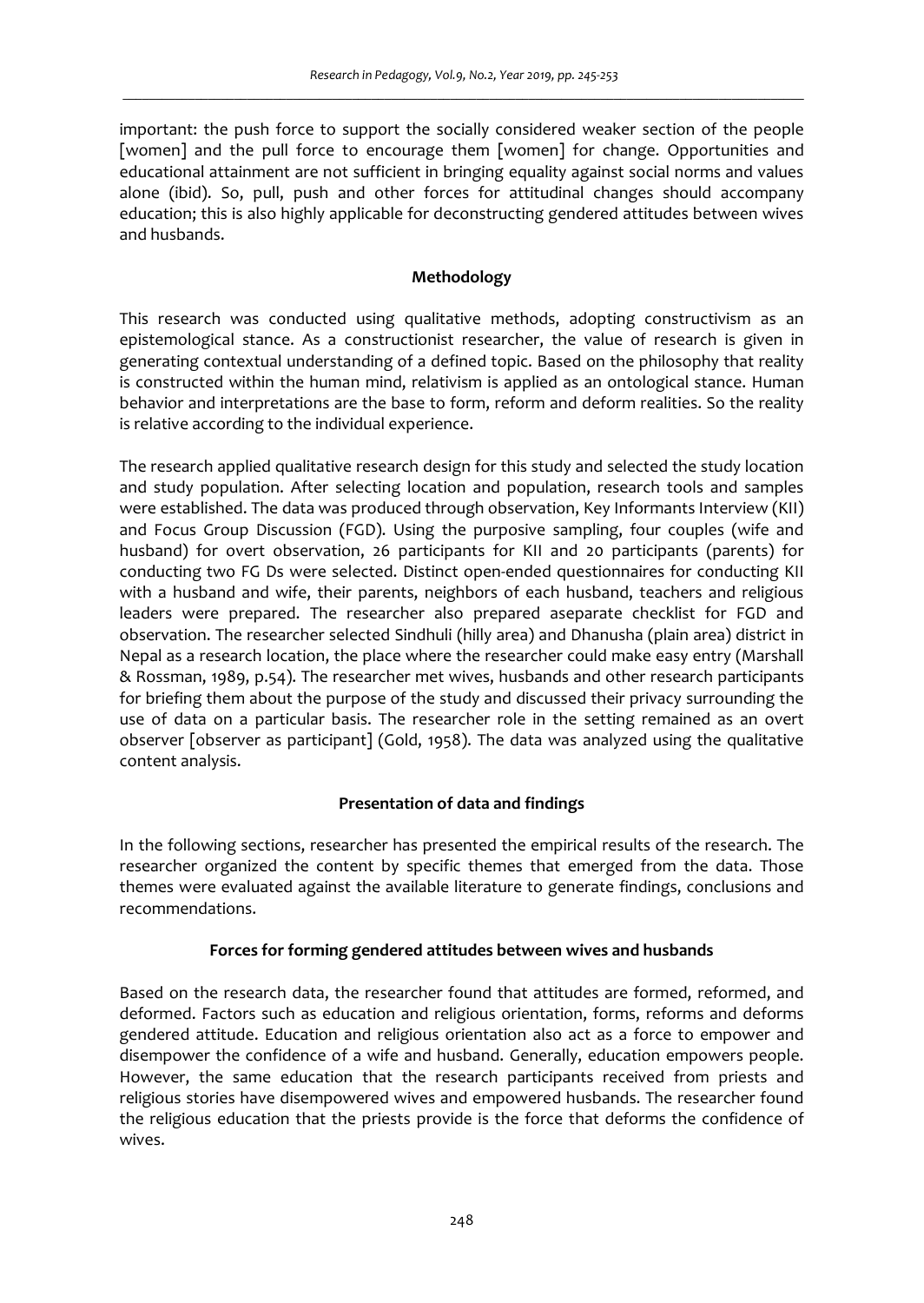important: the push force to support the socially considered weaker section of the people [women] and the pull force to encourage them [women] for change. Opportunities and educational attainment are not sufficient in bringing equality against social norms and values alone (ibid). So, pull, push and other forces for attitudinal changes should accompany education; this is also highly applicable for deconstructing gendered attitudes between wives and husbands.

## Methodology

This research was conducted using qualitative methods, adopting constructivism as an epistemological stance. As a constructionist researcher, the value of research is given in generating contextual understanding of a defined topic. Based on the philosophy that reality is constructed within the human mind, relativism is applied as an ontological stance. Human behavior and interpretations are the base to form, reform and deform realities. So the reality is relative according to the individual experience.

The research applied qualitative research design for this study and selected the study location and study population. After selecting location and population, research tools and samples were established. The data was produced through observation, Key Informants Interview (KII) and Focus Group Discussion (FGD). Using the purposive sampling, four couples (wife and husband) for overt observation, 26 participants for KII and 20 participants (parents) for conducting two FG Ds were selected. Distinct open-ended questionnaires for conducting KII with a husband and wife, their parents, neighbors of each husband, teachers and religious leaders were prepared. The researcher also prepared aseparate checklist for FGD and observation. The researcher selected Sindhuli (hilly area) and Dhanusha (plain area) district in Nepal as a research location, the place where the researcher could make easy entry (Marshall & Rossman, 1989, p.54). The researcher met wives, husbands and other research participants for briefing them about the purpose of the study and discussed their privacy surrounding the use of data on a particular basis. The researcher role in the setting remained as an overt observer [observer as participant] (Gold, 1958). The data was analyzed using the qualitative content analysis.

## Presentation of data and findings

In the following sections, researcher has presented the empirical results of the research. The researcher organized the content by specific themes that emerged from the data. Those themes were evaluated against the available literature to generate findings, conclusions and recommendations.

### Forces for forming gendered attitudes between wives and husbands

Based on the research data, the researcher found that attitudes are formed, reformed, and deformed. Factors such as education and religious orientation, forms, reforms and deforms gendered attitude. Education and religious orientation also act as a force to empower and disempower the confidence of a wife and husband. Generally, education empowers people. However, the same education that the research participants received from priests and religious stories have disempowered wives and empowered husbands. The researcher found the religious education that the priests provide is the force that deforms the confidence of wives.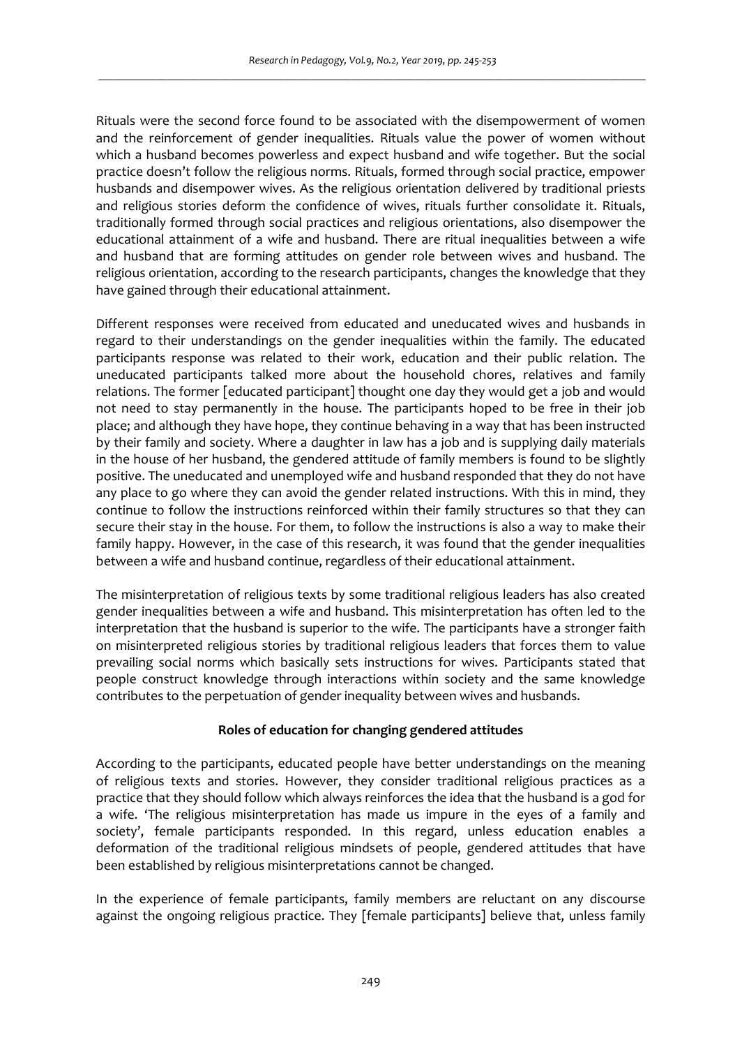Rituals were the second force found to be associated with the disempowerment of women and the reinforcement of gender inequalities. Rituals value the power of women without which a husband becomes powerless and expect husband and wife together. But the social practice doesn't follow the religious norms. Rituals, formed through social practice, empower husbands and disempower wives. As the religious orientation delivered by traditional priests and religious stories deform the confidence of wives, rituals further consolidate it. Rituals, traditionally formed through social practices and religious orientations, also disempower the educational attainment of a wife and husband. There are ritual inequalities between a wife and husband that are forming attitudes on gender role between wives and husband. The religious orientation, according to the research participants, changes the knowledge that they have gained through their educational attainment.

Different responses were received from educated and uneducated wives and husbands in regard to their understandings on the gender inequalities within the family. The educated participants response was related to their work, education and their public relation. The uneducated participants talked more about the household chores, relatives and family relations. The former [educated participant] thought one day they would get a job and would not need to stay permanently in the house. The participants hoped to be free in their job place; and although they have hope, they continue behaving in a way that has been instructed by their family and society. Where a daughter in law has a job and is supplying daily materials in the house of her husband, the gendered attitude of family members is found to be slightly positive. The uneducated and unemployed wife and husband responded that they do not have any place to go where they can avoid the gender related instructions. With this in mind, they continue to follow the instructions reinforced within their family structures so that they can secure their stay in the house. For them, to follow the instructions is also a way to make their family happy. However, in the case of this research, it was found that the gender inequalities between a wife and husband continue, regardless of their educational attainment.

The misinterpretation of religious texts by some traditional religious leaders has also created gender inequalities between a wife and husband. This misinterpretation has often led to the interpretation that the husband is superior to the wife. The participants have a stronger faith on misinterpreted religious stories by traditional religious leaders that forces them to value prevailing social norms which basically sets instructions for wives. Participants stated that people construct knowledge through interactions within society and the same knowledge contributes to the perpetuation of gender inequality between wives and husbands.

## Roles of education for changing gendered attitudes

According to the participants, educated people have better understandings on the meaning of religious texts and stories. However, they consider traditional religious practices as a practice that they should follow which always reinforces the idea that the husband is a god for a wife. 'The religious misinterpretation has made us impure in the eyes of a family and society', female participants responded. In this regard, unless education enables a deformation of the traditional religious mindsets of people, gendered attitudes that have been established by religious misinterpretations cannot be changed.

In the experience of female participants, family members are reluctant on any discourse against the ongoing religious practice. They [female participants] believe that, unless family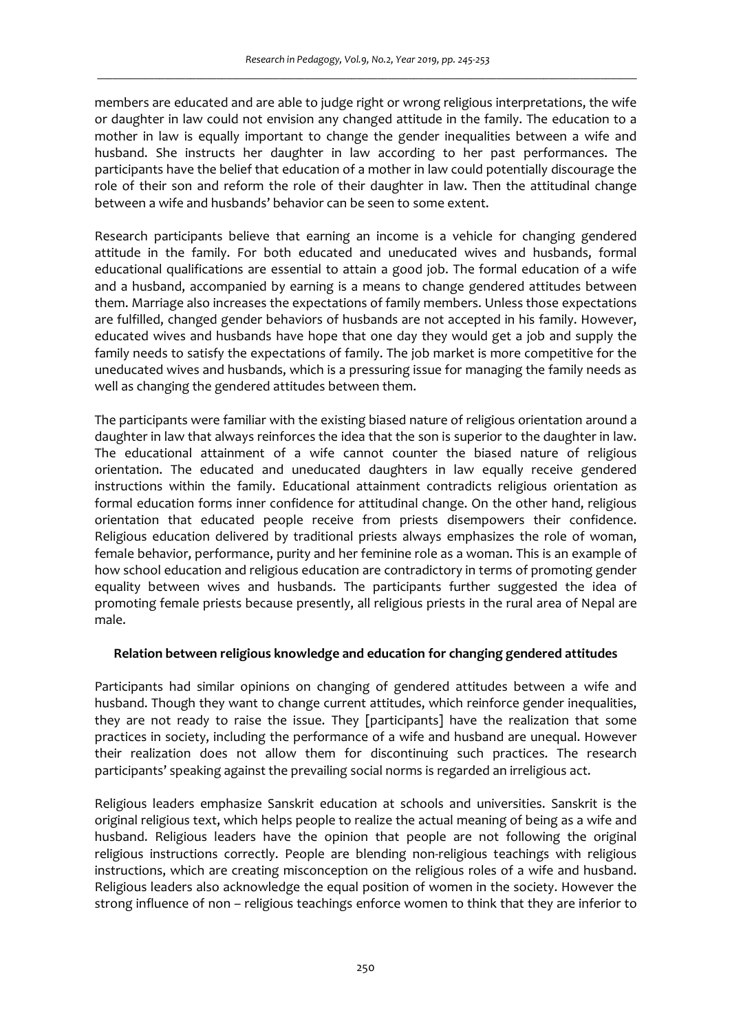members are educated and are able to judge right or wrong religious interpretations, the wife or daughter in law could not envision any changed attitude in the family. The education to a mother in law is equally important to change the gender inequalities between a wife and husband. She instructs her daughter in law according to her past performances. The participants have the belief that education of a mother in law could potentially discourage the role of their son and reform the role of their daughter in law. Then the attitudinal change between a wife and husbands' behavior can be seen to some extent.

Research participants believe that earning an income is a vehicle for changing gendered attitude in the family. For both educated and uneducated wives and husbands, formal educational qualifications are essential to attain a good job. The formal education of a wife and a husband, accompanied by earning is a means to change gendered attitudes between them. Marriage also increases the expectations of family members. Unless those expectations are fulfilled, changed gender behaviors of husbands are not accepted in his family. However, educated wives and husbands have hope that one day they would get a job and supply the family needs to satisfy the expectations of family. The job market is more competitive for the uneducated wives and husbands, which is a pressuring issue for managing the family needs as well as changing the gendered attitudes between them.

The participants were familiar with the existing biased nature of religious orientation around a daughter in law that always reinforces the idea that the son is superior to the daughter in law. The educational attainment of a wife cannot counter the biased nature of religious orientation. The educated and uneducated daughters in law equally receive gendered instructions within the family. Educational attainment contradicts religious orientation as formal education forms inner confidence for attitudinal change. On the other hand, religious orientation that educated people receive from priests disempowers their confidence. Religious education delivered by traditional priests always emphasizes the role of woman, female behavior, performance, purity and her feminine role as a woman. This is an example of how school education and religious education are contradictory in terms of promoting gender equality between wives and husbands. The participants further suggested the idea of promoting female priests because presently, all religious priests in the rural area of Nepal are male.

### Relation between religious knowledge and education for changing gendered attitudes

Participants had similar opinions on changing of gendered attitudes between a wife and husband. Though they want to change current attitudes, which reinforce gender inequalities, they are not ready to raise the issue. They [participants] have the realization that some practices in society, including the performance of a wife and husband are unequal. However their realization does not allow them for discontinuing such practices. The research participants' speaking against the prevailing social norms is regarded an irreligious act.

Religious leaders emphasize Sanskrit education at schools and universities. Sanskrit is the original religious text, which helps people to realize the actual meaning of being as a wife and husband. Religious leaders have the opinion that people are not following the original religious instructions correctly. People are blending non-religious teachings with religious instructions, which are creating misconception on the religious roles of a wife and husband. Religious leaders also acknowledge the equal position of women in the society. However the strong influence of non – religious teachings enforce women to think that they are inferior to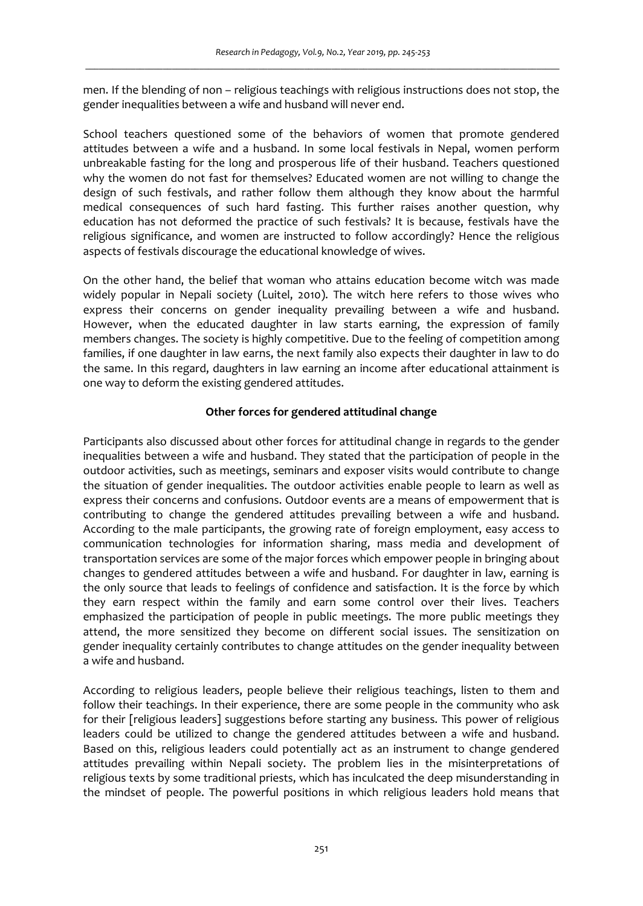men. If the blending of non – religious teachings with religious instructions does not stop, the gender inequalities between a wife and husband will never end.

School teachers questioned some of the behaviors of women that promote gendered attitudes between a wife and a husband. In some local festivals in Nepal, women perform unbreakable fasting for the long and prosperous life of their husband. Teachers questioned why the women do not fast for themselves? Educated women are not willing to change the design of such festivals, and rather follow them although they know about the harmful medical consequences of such hard fasting. This further raises another question, why education has not deformed the practice of such festivals? It is because, festivals have the religious significance, and women are instructed to follow accordingly? Hence the religious aspects of festivals discourage the educational knowledge of wives.

On the other hand, the belief that woman who attains education become witch was made widely popular in Nepali society (Luitel, 2010). The witch here refers to those wives who express their concerns on gender inequality prevailing between a wife and husband. However, when the educated daughter in law starts earning, the expression of family members changes. The society is highly competitive. Due to the feeling of competition among families, if one daughter in law earns, the next family also expects their daughter in law to do the same. In this regard, daughters in law earning an income after educational attainment is one way to deform the existing gendered attitudes.

## Other forces for gendered attitudinal change

Participants also discussed about other forces for attitudinal change in regards to the gender inequalities between a wife and husband. They stated that the participation of people in the outdoor activities, such as meetings, seminars and exposer visits would contribute to change the situation of gender inequalities. The outdoor activities enable people to learn as well as express their concerns and confusions. Outdoor events are a means of empowerment that is contributing to change the gendered attitudes prevailing between a wife and husband. According to the male participants, the growing rate of foreign employment, easy access to communication technologies for information sharing, mass media and development of transportation services are some of the major forces which empower people in bringing about changes to gendered attitudes between a wife and husband. For daughter in law, earning is the only source that leads to feelings of confidence and satisfaction. It is the force by which they earn respect within the family and earn some control over their lives. Teachers emphasized the participation of people in public meetings. The more public meetings they attend, the more sensitized they become on different social issues. The sensitization on gender inequality certainly contributes to change attitudes on the gender inequality between a wife and husband.

According to religious leaders, people believe their religious teachings, listen to them and follow their teachings. In their experience, there are some people in the community who ask for their [religious leaders] suggestions before starting any business. This power of religious leaders could be utilized to change the gendered attitudes between a wife and husband. Based on this, religious leaders could potentially act as an instrument to change gendered attitudes prevailing within Nepali society. The problem lies in the misinterpretations of religious texts by some traditional priests, which has inculcated the deep misunderstanding in the mindset of people. The powerful positions in which religious leaders hold means that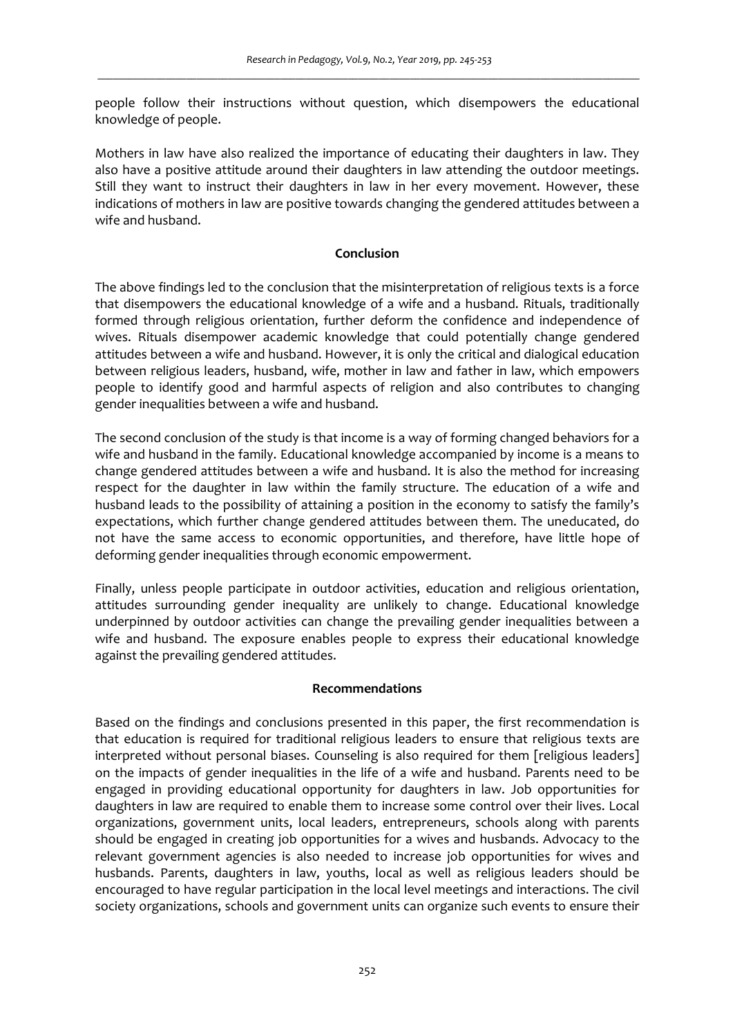people follow their instructions without question, which disempowers the educational knowledge of people.

Mothers in law have also realized the importance of educating their daughters in law. They also have a positive attitude around their daughters in law attending the outdoor meetings. Still they want to instruct their daughters in law in her every movement. However, these indications of mothers in law are positive towards changing the gendered attitudes between a wife and husband.

## Conclusion

The above findings led to the conclusion that the misinterpretation of religious texts is a force that disempowers the educational knowledge of a wife and a husband. Rituals, traditionally formed through religious orientation, further deform the confidence and independence of wives. Rituals disempower academic knowledge that could potentially change gendered attitudes between a wife and husband. However, it is only the critical and dialogical education between religious leaders, husband, wife, mother in law and father in law, which empowers people to identify good and harmful aspects of religion and also contributes to changing gender inequalities between a wife and husband.

The second conclusion of the study is that income is a way of forming changed behaviors for a wife and husband in the family. Educational knowledge accompanied by income is a means to change gendered attitudes between a wife and husband. It is also the method for increasing respect for the daughter in law within the family structure. The education of a wife and husband leads to the possibility of attaining a position in the economy to satisfy the family's expectations, which further change gendered attitudes between them. The uneducated, do not have the same access to economic opportunities, and therefore, have little hope of deforming gender inequalities through economic empowerment.

Finally, unless people participate in outdoor activities, education and religious orientation, attitudes surrounding gender inequality are unlikely to change. Educational knowledge underpinned by outdoor activities can change the prevailing gender inequalities between a wife and husband. The exposure enables people to express their educational knowledge against the prevailing gendered attitudes.

## Recommendations

Based on the findings and conclusions presented in this paper, the first recommendation is that education is required for traditional religious leaders to ensure that religious texts are interpreted without personal biases. Counseling is also required for them [religious leaders] on the impacts of gender inequalities in the life of a wife and husband. Parents need to be engaged in providing educational opportunity for daughters in law. Job opportunities for daughters in law are required to enable them to increase some control over their lives. Local organizations, government units, local leaders, entrepreneurs, schools along with parents should be engaged in creating job opportunities for a wives and husbands. Advocacy to the relevant government agencies is also needed to increase job opportunities for wives and husbands. Parents, daughters in law, youths, local as well as religious leaders should be encouraged to have regular participation in the local level meetings and interactions. The civil society organizations, schools and government units can organize such events to ensure their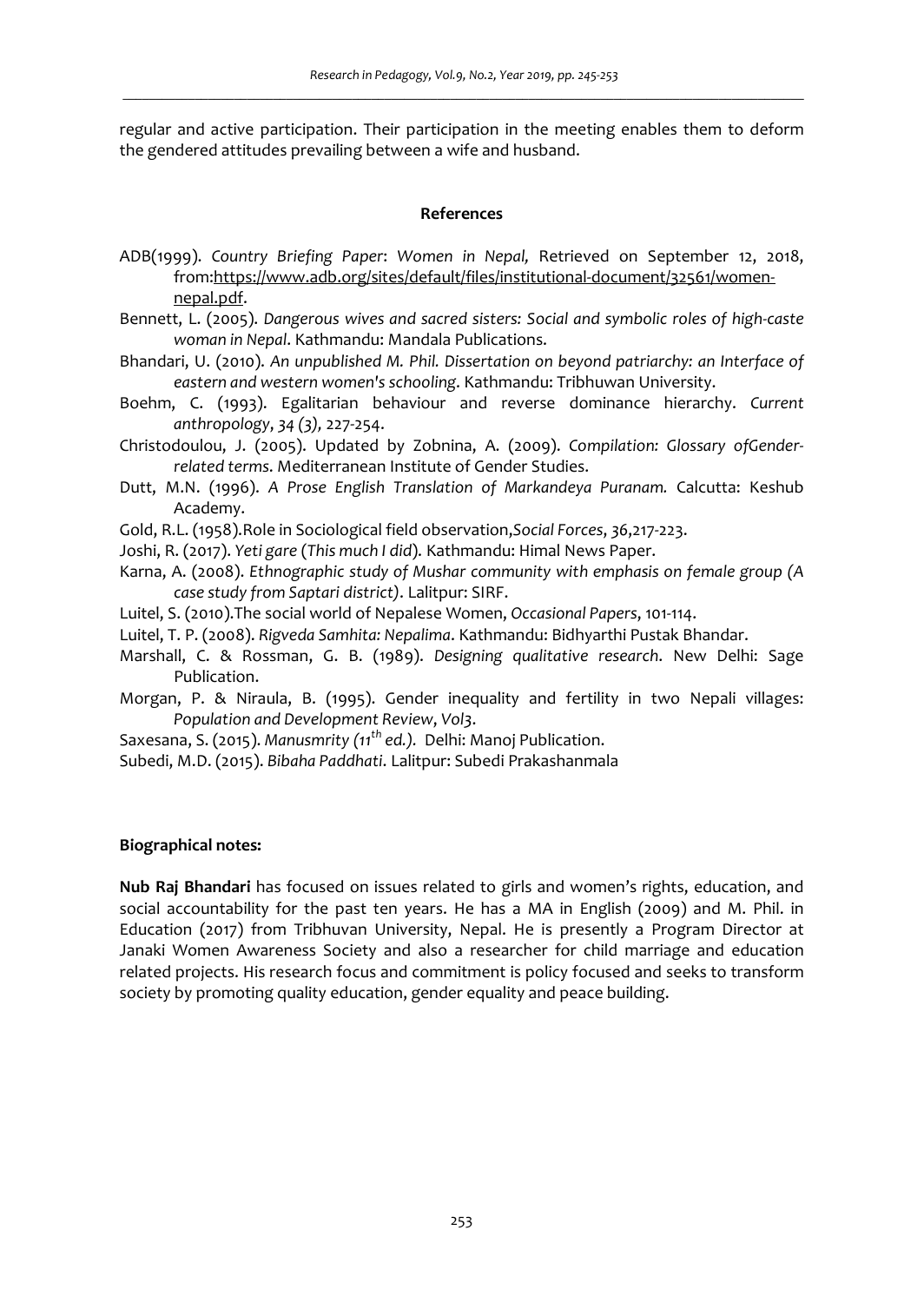regular and active participation. Their participation in the meeting enables them to deform the gendered attitudes prevailing between a wife and husband.

## References

ADB(1999). *Country Briefing Paper*: *Women in Nepal,* Retrieved on September 12, 2018, from:https://www.adb.org/sites/default/files/institutional-document/32561/women-nepal.pdf.

Bennett, L. (2005). *Dangerous wives and sacred sisters: Social and symbolic roles of high-caste woman in Nepal*. Kathmandu: Mandala Publications.

Bhandari, U. (2010). *An unpublished M. Phil. Dissertation on beyond patriarchy: an Interface of eastern and western women's schooling*. Kathmandu: Tribhuwan University.

Boehm, C. (1993). Egalitarian behaviour and reverse dominance hierarchy. *Current anthropology*, *34 (3),* 227-254.

Christodoulou, J. (2005). Updated by Zobnina, A. (2009). *Compilation: Glossary ofGender-related terms*. Mediterranean Institute of Gender Studies.

Dutt, M.N. (1996). *A Prose English Translation of Markandeya Puranam.* Calcutta: Keshub Academy.

Gold, R.L. (1958).Role in Sociological field observation,*Social Forces*, *36*,217-223.

Joshi, R. (2017). *Yeti gare* (*This much I did*). Kathmandu: Himal News Paper.

Karna, A. (2008). *Ethnographic study of Mushar community with emphasis on female group (A case study from Saptari district)*. Lalitpur: SIRF.

Luitel, S. (2010).The social world of Nepalese Women, *Occasional Papers*, 101-114.

Luitel, T. P. (2008). *Rigveda Samhita: Nepalima*. Kathmandu: Bidhyarthi Pustak Bhandar.

Marshall, C. & Rossman, G. B. (1989). *Designing qualitative research*. New Delhi: Sage Publication.

Morgan, P. & Niraula, B. (1995). Gender inequality and fertility in two Nepali villages: *Population and Development Review*, *Vol3*.

Saxesana, S. (2015). *Manusmrity (11th ed.).* Delhi: Manoj Publication.

Subedi, M.D. (2015). *Bibaha Paddhati*. Lalitpur: Subedi Prakashanmala

**Biographical notes:**

**Nub Raj Bhandari** has focused on issues related to girls and women's rights, education, and social accountability for the past ten years. He has a MA in English (2009) and M. Phil. in Education (2017) from Tribhuvan University, Nepal. He is presently a Program Director at Janaki Women Awareness Society and also a researcher for child marriage and education related projects. His research focus and commitment is policy focused and seeks to transform society by promoting quality education, gender equality and peace building.